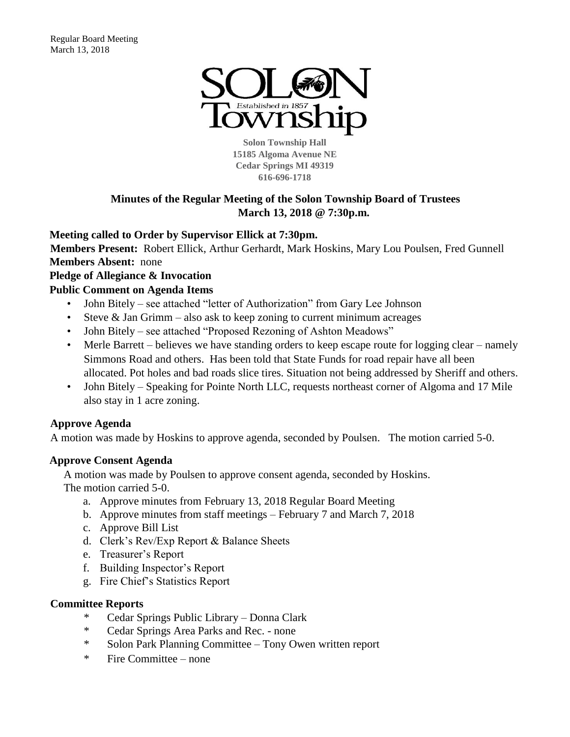SOLON Township

Established in 1857

**Solon Township Hall**
**15185 Algoma Avenue NE**
**Cedar Springs MI 49319**
**616-696-1718**

## Minutes of the Regular Meeting of the Solon Township Board of Trustees March 13, 2018 @ 7:30p.m.

**Meeting called to Order by Supervisor Ellick at 7:30pm.**

**Members Present:** Robert Ellick, Arthur Gerhardt, Mark Hoskins, Mary Lou Poulsen, Fred Gunnell
**Members Absent:** none

**Pledge of Allegiance & Invocation**

**Public Comment on Agenda Items**

- John Bitely – see attached "letter of Authorization" from Gary Lee Johnson
- Steve & Jan Grimm – also ask to keep zoning to current minimum acreages
- John Bitely – see attached "Proposed Rezoning of Ashton Meadows"
- Merle Barrett – believes we have standing orders to keep escape route for logging clear – namely Simmons Road and others. Has been told that State Funds for road repair have all been allocated. Pot holes and bad roads slice tires. Situation not being addressed by Sheriff and others.
- John Bitely – Speaking for Pointe North LLC, requests northeast corner of Algoma and 17 Mile also stay in 1 acre zoning.

### Approve Agenda

A motion was made by Hoskins to approve agenda, seconded by Poulsen. The motion carried 5-0.

### Approve Consent Agenda

A motion was made by Poulsen to approve consent agenda, seconded by Hoskins. The motion carried 5-0.

a. Approve minutes from February 13, 2018 Regular Board Meeting
b. Approve minutes from staff meetings – February 7 and March 7, 2018
c. Approve Bill List
d. Clerk's Rev/Exp Report & Balance Sheets
e. Treasurer's Report
f. Building Inspector's Report
g. Fire Chief's Statistics Report

### Committee Reports

- Cedar Springs Public Library – Donna Clark
- Cedar Springs Area Parks and Rec. - none
- Solon Park Planning Committee – Tony Owen written report
- Fire Committee – none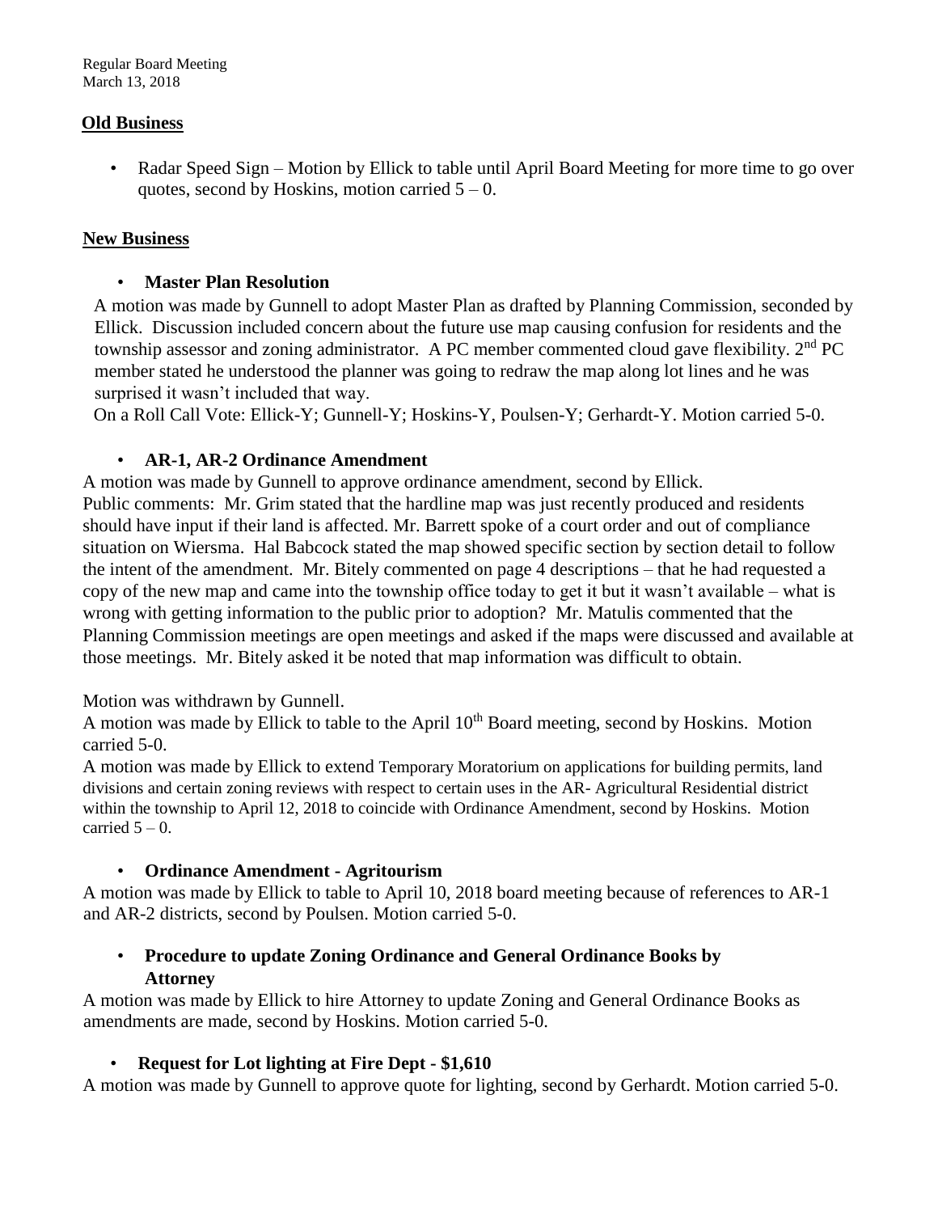## Old Business

- Radar Speed Sign – Motion by Ellick to table until April Board Meeting for more time to go over quotes, second by Hoskins, motion carried 5 – 0.

## New Business

- **Master Plan Resolution**

A motion was made by Gunnell to adopt Master Plan as drafted by Planning Commission, seconded by Ellick. Discussion included concern about the future use map causing confusion for residents and the township assessor and zoning administrator. A PC member commented cloud gave flexibility. 2nd PC member stated he understood the planner was going to redraw the map along lot lines and he was surprised it wasn't included that way.

On a Roll Call Vote: Ellick-Y; Gunnell-Y; Hoskins-Y, Poulsen-Y; Gerhardt-Y. Motion carried 5-0.

- **AR-1, AR-2 Ordinance Amendment**

A motion was made by Gunnell to approve ordinance amendment, second by Ellick.

Public comments: Mr. Grim stated that the hardline map was just recently produced and residents should have input if their land is affected. Mr. Barrett spoke of a court order and out of compliance situation on Wiersma. Hal Babcock stated the map showed specific section by section detail to follow the intent of the amendment. Mr. Bitely commented on page 4 descriptions – that he had requested a copy of the new map and came into the township office today to get it but it wasn't available – what is wrong with getting information to the public prior to adoption? Mr. Matulis commented that the Planning Commission meetings are open meetings and asked if the maps were discussed and available at those meetings. Mr. Bitely asked it be noted that map information was difficult to obtain.

Motion was withdrawn by Gunnell.

A motion was made by Ellick to table to the April 10th Board meeting, second by Hoskins. Motion carried 5-0.

A motion was made by Ellick to extend Temporary Moratorium on applications for building permits, land divisions and certain zoning reviews with respect to certain uses in the AR- Agricultural Residential district within the township to April 12, 2018 to coincide with Ordinance Amendment, second by Hoskins. Motion carried 5 – 0.

- **Ordinance Amendment - Agritourism**

A motion was made by Ellick to table to April 10, 2018 board meeting because of references to AR-1 and AR-2 districts, second by Poulsen. Motion carried 5-0.

- **Procedure to update Zoning Ordinance and General Ordinance Books by Attorney**

A motion was made by Ellick to hire Attorney to update Zoning and General Ordinance Books as amendments are made, second by Hoskins. Motion carried 5-0.

- **Request for Lot lighting at Fire Dept - $1,610**

A motion was made by Gunnell to approve quote for lighting, second by Gerhardt. Motion carried 5-0.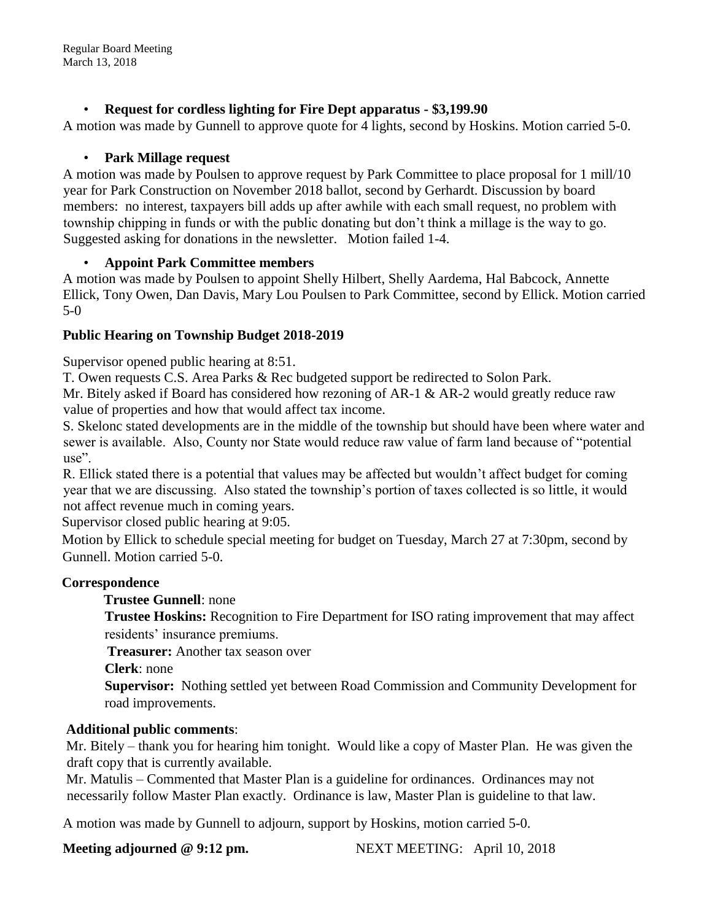- **Request for cordless lighting for Fire Dept apparatus - $3,199.90**

A motion was made by Gunnell to approve quote for 4 lights, second by Hoskins. Motion carried 5-0.

- **Park Millage request**

A motion was made by Poulsen to approve request by Park Committee to place proposal for 1 mill/10 year for Park Construction on November 2018 ballot, second by Gerhardt. Discussion by board members: no interest, taxpayers bill adds up after awhile with each small request, no problem with township chipping in funds or with the public donating but don't think a millage is the way to go. Suggested asking for donations in the newsletter. Motion failed 1-4.

- **Appoint Park Committee members**

A motion was made by Poulsen to appoint Shelly Hilbert, Shelly Aardema, Hal Babcock, Annette Ellick, Tony Owen, Dan Davis, Mary Lou Poulsen to Park Committee, second by Ellick. Motion carried 5-0

**Public Hearing on Township Budget 2018-2019**

Supervisor opened public hearing at 8:51.

T. Owen requests C.S. Area Parks & Rec budgeted support be redirected to Solon Park.

Mr. Bitely asked if Board has considered how rezoning of AR-1 & AR-2 would greatly reduce raw value of properties and how that would affect tax income.

S. Skelonc stated developments are in the middle of the township but should have been where water and sewer is available. Also, County nor State would reduce raw value of farm land because of "potential use".

R. Ellick stated there is a potential that values may be affected but wouldn't affect budget for coming year that we are discussing. Also stated the township's portion of taxes collected is so little, it would not affect revenue much in coming years.

Supervisor closed public hearing at 9:05.

Motion by Ellick to schedule special meeting for budget on Tuesday, March 27 at 7:30pm, second by Gunnell. Motion carried 5-0.

**Correspondence**

**Trustee Gunnell**: none

**Trustee Hoskins:** Recognition to Fire Department for ISO rating improvement that may affect residents' insurance premiums.

**Treasurer:** Another tax season over

**Clerk**: none

**Supervisor:** Nothing settled yet between Road Commission and Community Development for road improvements.

**Additional public comments**:

Mr. Bitely – thank you for hearing him tonight. Would like a copy of Master Plan. He was given the draft copy that is currently available.

Mr. Matulis – Commented that Master Plan is a guideline for ordinances. Ordinances may not necessarily follow Master Plan exactly. Ordinance is law, Master Plan is guideline to that law.

A motion was made by Gunnell to adjourn, support by Hoskins, motion carried 5-0.

**Meeting adjourned @ 9:12 pm.** NEXT MEETING: April 10, 2018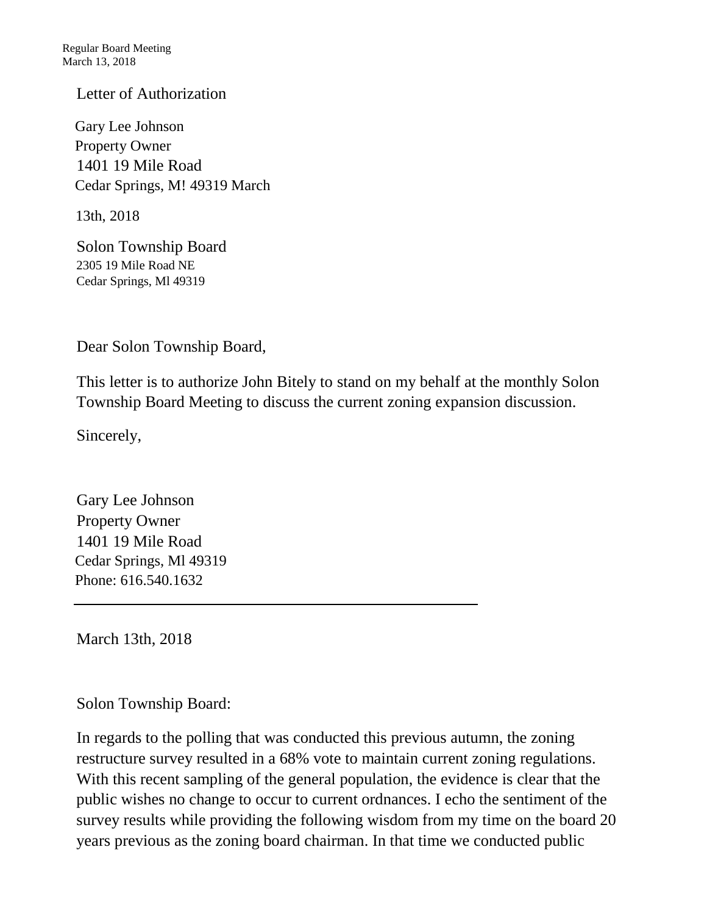Letter of Authorization

Gary Lee Johnson  
Property Owner  
1401 19 Mile Road  
Cedar Springs, M! 49319 March

13th, 2018

Solon Township Board  
2305 19 Mile Road NE  
Cedar Springs, Ml 49319

Dear Solon Township Board,

This letter is to authorize John Bitely to stand on my behalf at the monthly Solon Township Board Meeting to discuss the current zoning expansion discussion.

Sincerely,

Gary Lee Johnson  
Property Owner  
1401 19 Mile Road  
Cedar Springs, Ml 49319  
Phone: 616.540.1632

---

March 13th, 2018

Solon Township Board:

In regards to the polling that was conducted this previous autumn, the zoning restructure survey resulted in a 68% vote to maintain current zoning regulations. With this recent sampling of the general population, the evidence is clear that the public wishes no change to occur to current ordnances. I echo the sentiment of the survey results while providing the following wisdom from my time on the board 20 years previous as the zoning board chairman. In that time we conducted public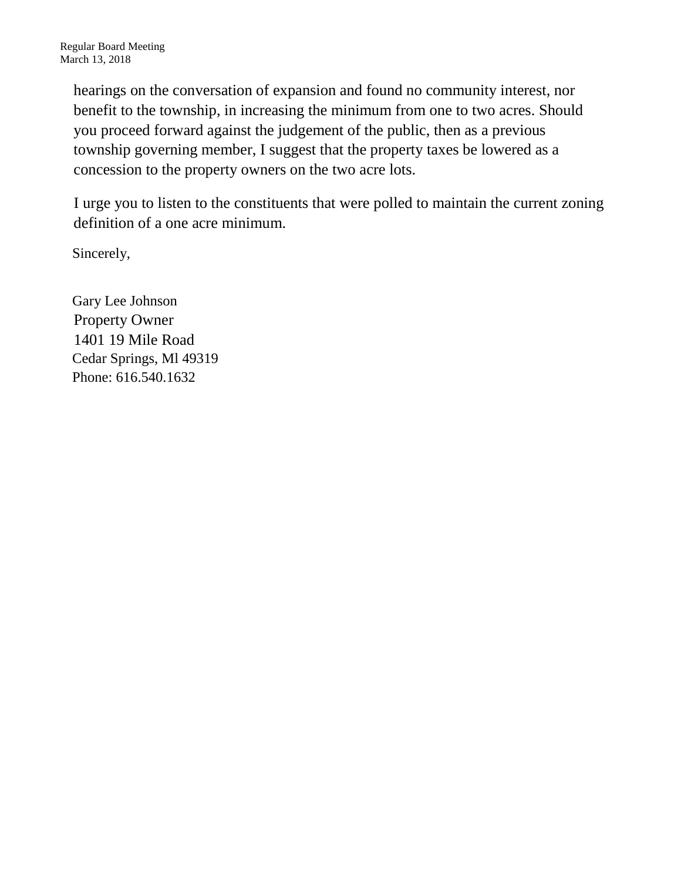hearings on the conversation of expansion and found no community interest, nor benefit to the township, in increasing the minimum from one to two acres. Should you proceed forward against the judgement of the public, then as a previous township governing member, I suggest that the property taxes be lowered as a concession to the property owners on the two acre lots.

I urge you to listen to the constituents that were polled to maintain the current zoning definition of a one acre minimum.

Sincerely,

Gary Lee Johnson
Property Owner
1401 19 Mile Road
Cedar Springs, Ml 49319
Phone: 616.540.1632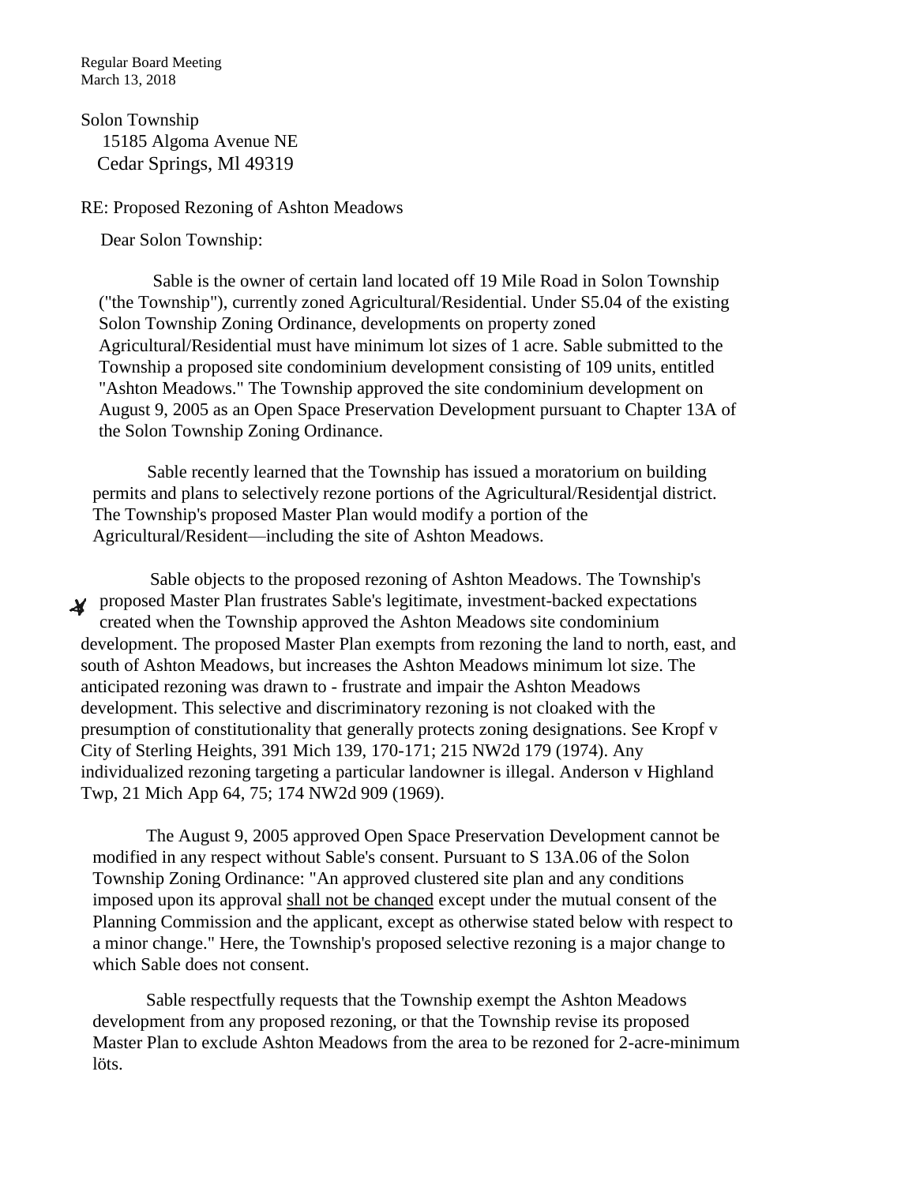Regular Board Meeting
March 13, 2018

Solon Township
15185 Algoma Avenue NE
Cedar Springs, Ml 49319

RE: Proposed Rezoning of Ashton Meadows

Dear Solon Township:

Sable is the owner of certain land located off 19 Mile Road in Solon Township ("the Township"), currently zoned Agricultural/Residential. Under S5.04 of the existing Solon Township Zoning Ordinance, developments on property zoned Agricultural/Residential must have minimum lot sizes of 1 acre. Sable submitted to the Township a proposed site condominium development consisting of 109 units, entitled "Ashton Meadows." The Township approved the site condominium development on August 9, 2005 as an Open Space Preservation Development pursuant to Chapter 13A of the Solon Township Zoning Ordinance.

Sable recently learned that the Township has issued a moratorium on building permits and plans to selectively rezone portions of the Agricultural/Residentjal district. The Township's proposed Master Plan would modify a portion of the Agricultural/Resident—including the site of Ashton Meadows.

Sable objects to the proposed rezoning of Ashton Meadows. The Township's proposed Master Plan frustrates Sable's legitimate, investment-backed expectations created when the Township approved the Ashton Meadows site condominium development. The proposed Master Plan exempts from rezoning the land to north, east, and south of Ashton Meadows, but increases the Ashton Meadows minimum lot size. The anticipated rezoning was drawn to - frustrate and impair the Ashton Meadows development. This selective and discriminatory rezoning is not cloaked with the presumption of constitutionality that generally protects zoning designations. See Kropf v City of Sterling Heights, 391 Mich 139, 170-171; 215 NW2d 179 (1974). Any individualized rezoning targeting a particular landowner is illegal. Anderson v Highland Twp, 21 Mich App 64, 75; 174 NW2d 909 (1969).

The August 9, 2005 approved Open Space Preservation Development cannot be modified in any respect without Sable's consent. Pursuant to S 13A.06 of the Solon Township Zoning Ordinance: "An approved clustered site plan and any conditions imposed upon its approval <u>shall not be chanqed</u> except under the mutual consent of the Planning Commission and the applicant, except as otherwise stated below with respect to a minor change." Here, the Township's proposed selective rezoning is a major change to which Sable does not consent.

Sable respectfully requests that the Township exempt the Ashton Meadows development from any proposed rezoning, or that the Township revise its proposed Master Plan to exclude Ashton Meadows from the area to be rezoned for 2-acre-minimum löts.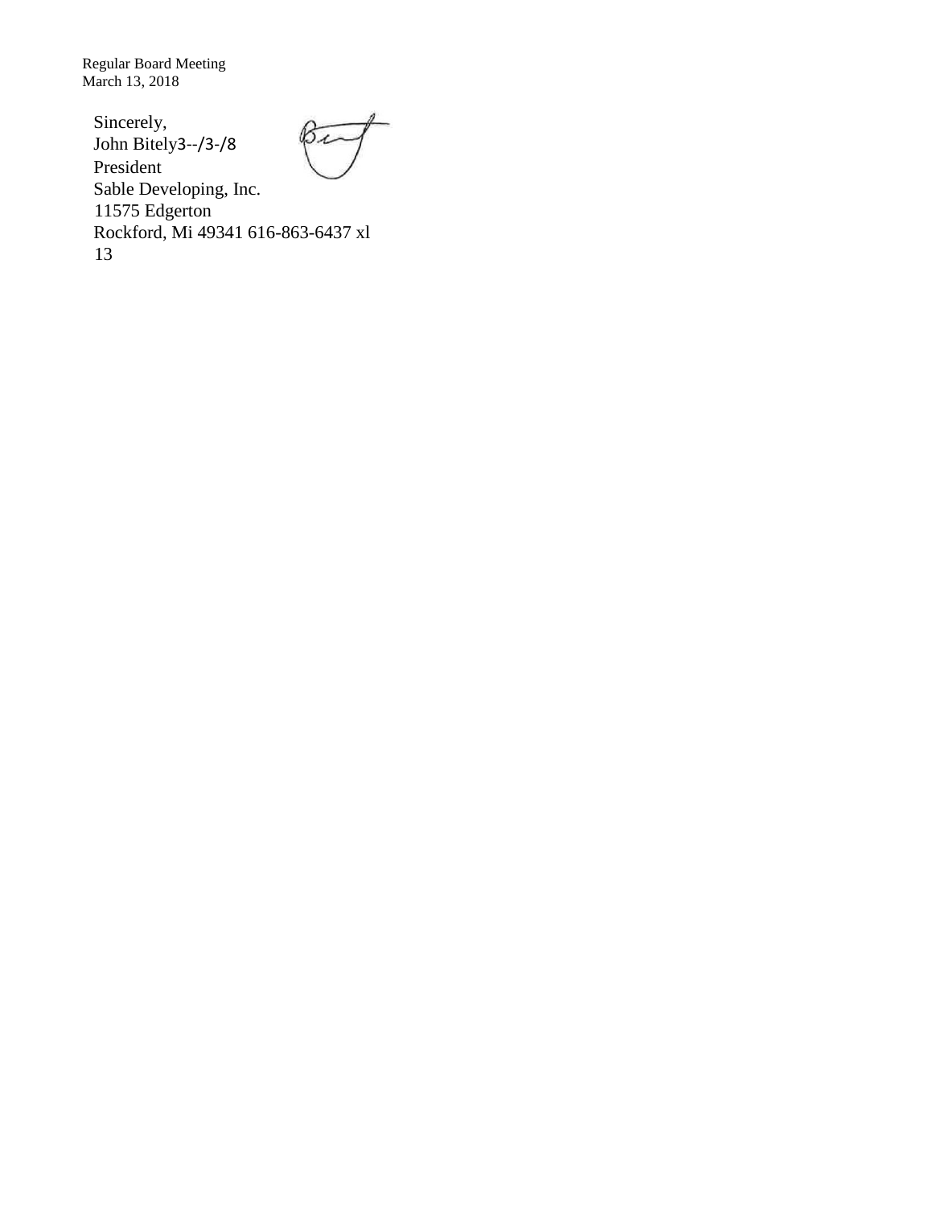Sincerely,
John Bitely3--/3-/8
President
Sable Developing, Inc.
11575 Edgerton
Rockford, Mi 49341 616-863-6437 xl
13